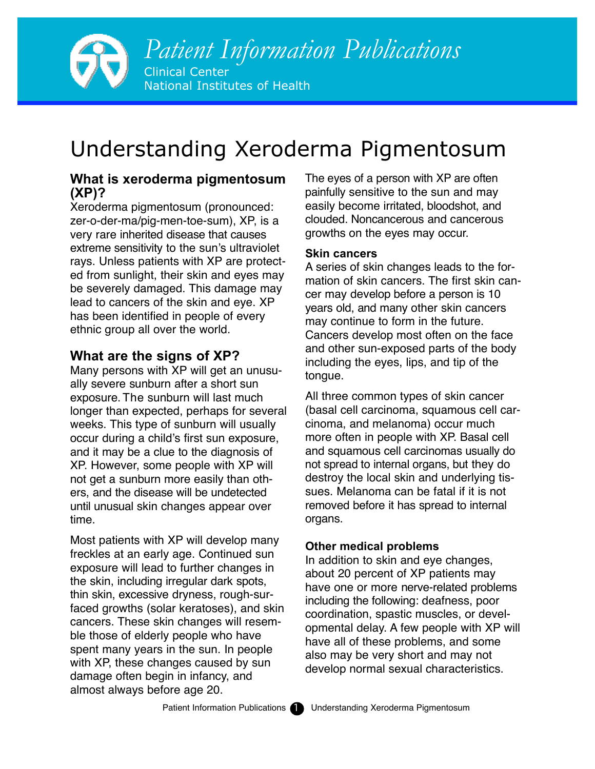# Understanding Xeroderma Pigmentosum

## What is xeroderma pigmentosum (XP)?

Xeroderma pigmentosum (pronounced: zer-o-der-ma/pig-men-toe-sum), XP, is a very rare inherited disease that causes extreme sensitivity to the sun's ultraviolet rays. Unless patients with XP are protected from sunlight, their skin and eyes may be severely damaged. This damage may lead to cancers of the skin and eye. XP has been identified in people of every ethnic group all over the world.

## What are the signs of XP?

Many persons with XP will get an unusually severe sunburn after a short sun exposure. The sunburn will last much longer than expected, perhaps for several weeks. This type of sunburn will usually occur during a child's first sun exposure, and it may be a clue to the diagnosis of XP. However, some people with XP will not get a sunburn more easily than others, and the disease will be undetected until unusual skin changes appear over time.

Most patients with XP will develop many freckles at an early age. Continued sun exposure will lead to further changes in the skin, including irregular dark spots, thin skin, excessive dryness, rough-surfaced growths (solar keratoses), and skin cancers. These skin changes will resemble those of elderly people who have spent many years in the sun. In people with XP, these changes caused by sun damage often begin in infancy, and almost always before age 20.

The eyes of a person with XP are often painfully sensitive to the sun and may easily become irritated, bloodshot, and clouded. Noncancerous and cancerous growths on the eyes may occur.

### Skin cancers

A series of skin changes leads to the formation of skin cancers. The first skin cancer may develop before a person is 10 years old, and many other skin cancers may continue to form in the future. Cancers develop most often on the face and other sun-exposed parts of the body including the eyes, lips, and tip of the tongue.

All three common types of skin cancer (basal cell carcinoma, squamous cell carcinoma, and melanoma) occur much more often in people with XP. Basal cell and squamous cell carcinomas usually do not spread to internal organs, but they do destroy the local skin and underlying tissues. Melanoma can be fatal if it is not removed before it has spread to internal organs.

### Other medical problems

In addition to skin and eye changes, about 20 percent of XP patients may have one or more nerve-related problems including the following: deafness, poor coordination, spastic muscles, or developmental delay. A few people with XP will have all of these problems, and some also may be very short and may not develop normal sexual characteristics.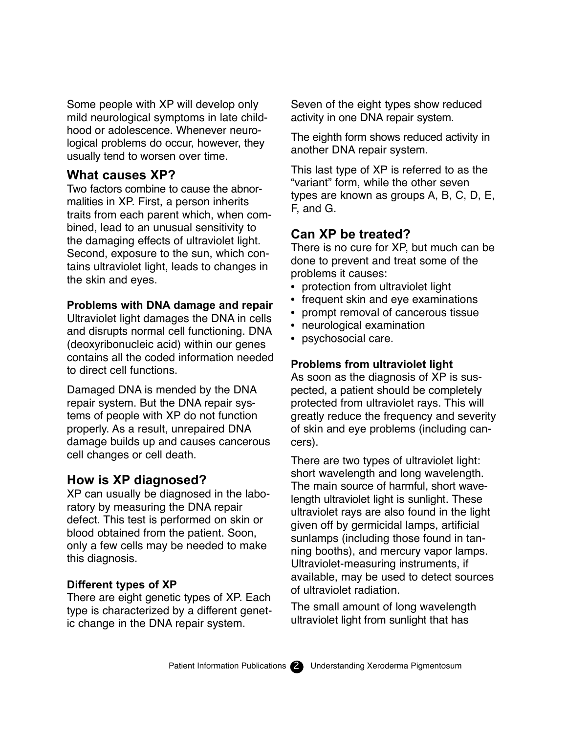Some people with XP will develop only mild neurological symptoms in late childhood or adolescence. Whenever neurological problems do occur, however, they usually tend to worsen over time.

## What causes XP?

Two factors combine to cause the abnormalities in XP. First, a person inherits traits from each parent which, when combined, lead to an unusual sensitivity to the damaging effects of ultraviolet light. Second, exposure to the sun, which contains ultraviolet light, leads to changes in the skin and eyes.

### Problems with DNA damage and repair

Ultraviolet light damages the DNA in cells and disrupts normal cell functioning. DNA (deoxyribonucleic acid) within our genes contains all the coded information needed to direct cell functions.

Damaged DNA is mended by the DNA repair system. But the DNA repair systems of people with XP do not function properly. As a result, unrepaired DNA damage builds up and causes cancerous cell changes or cell death.

## How is XP diagnosed?

XP can usually be diagnosed in the laboratory by measuring the DNA repair defect. This test is performed on skin or blood obtained from the patient. Soon, only a few cells may be needed to make this diagnosis.

### Different types of XP

There are eight genetic types of XP. Each type is characterized by a different genetic change in the DNA repair system.

Seven of the eight types show reduced activity in one DNA repair system.

The eighth form shows reduced activity in another DNA repair system.

This last type of XP is referred to as the "variant" form, while the other seven types are known as groups A, B, C, D, E, F, and G.

## Can XP be treated?

There is no cure for XP, but much can be done to prevent and treat some of the problems it causes:

- protection from ultraviolet light
- frequent skin and eye examinations
- prompt removal of cancerous tissue
- neurological examination
- psychosocial care.

### Problems from ultraviolet light

As soon as the diagnosis of XP is suspected, a patient should be completely protected from ultraviolet rays. This will greatly reduce the frequency and severity of skin and eye problems (including cancers).

There are two types of ultraviolet light: short wavelength and long wavelength. The main source of harmful, short wavelength ultraviolet light is sunlight. These ultraviolet rays are also found in the light given off by germicidal lamps, artificial sunlamps (including those found in tanning booths), and mercury vapor lamps. Ultraviolet-measuring instruments, if available, may be used to detect sources of ultraviolet radiation.

The small amount of long wavelength ultraviolet light from sunlight that has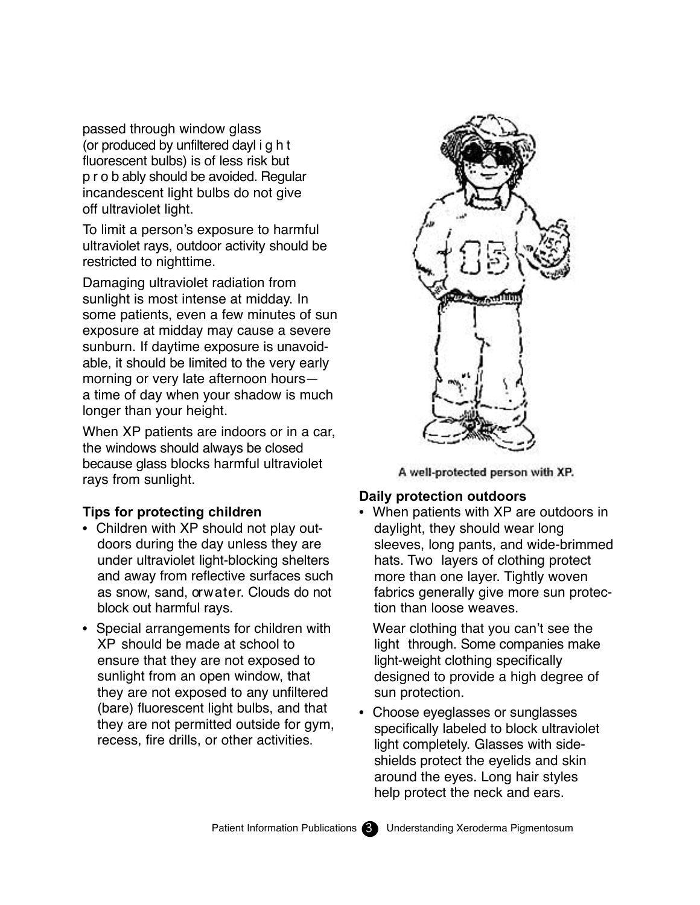passed through window glass (or produced by unfiltered daylight fluorescent bulbs) is of less risk but probably should be avoided. Regular incandescent light bulbs do not give off ultraviolet light.

To limit a person's exposure to harmful ultraviolet rays, outdoor activity should be restricted to nighttime.

Damaging ultraviolet radiation from sunlight is most intense at midday. In some patients, even a few minutes of sun exposure at midday may cause a severe sunburn. If daytime exposure is unavoidable, it should be limited to the very early morning or very late afternoon hours—a time of day when your shadow is much longer than your height.

When XP patients are indoors or in a car, the windows should always be closed because glass blocks harmful ultraviolet rays from sunlight.

### Tips for protecting children

- Children with XP should not play outdoors during the day unless they are under ultraviolet light-blocking shelters and away from reflective surfaces such as snow, sand, or water. Clouds do not block out harmful rays.
- Special arrangements for children with XP should be made at school to ensure that they are not exposed to sunlight from an open window, that they are not exposed to any unfiltered (bare) fluorescent light bulbs, and that they are not permitted outside for gym, recess, fire drills, or other activities.

A well-protected person with XP.

### Daily protection outdoors

- When patients with XP are outdoors in daylight, they should wear long sleeves, long pants, and wide-brimmed hats. Two layers of clothing protect more than one layer. Tightly woven fabrics generally give more sun protection than loose weaves.

  Wear clothing that you can't see the light through. Some companies make light-weight clothing specifically designed to provide a high degree of sun protection.
- Choose eyeglasses or sunglasses specifically labeled to block ultraviolet light completely. Glasses with side-shields protect the eyelids and skin around the eyes. Long hair styles help protect the neck and ears.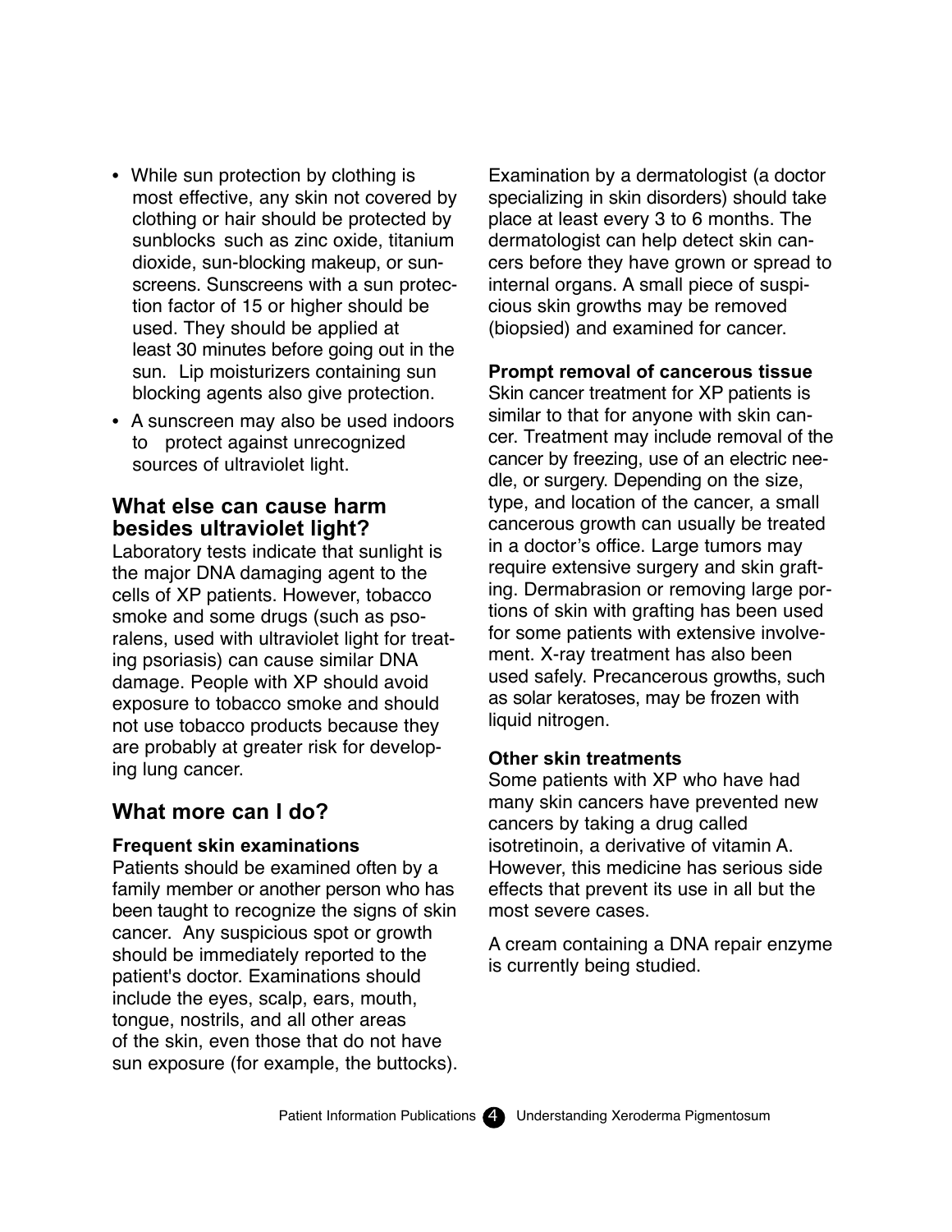- While sun protection by clothing is most effective, any skin not covered by clothing or hair should be protected by sunblocks such as zinc oxide, titanium dioxide, sun-blocking makeup, or sunscreens. Sunscreens with a sun protection factor of 15 or higher should be used. They should be applied at least 30 minutes before going out in the sun. Lip moisturizers containing sun blocking agents also give protection.
- A sunscreen may also be used indoors to protect against unrecognized sources of ultraviolet light.

## What else can cause harm besides ultraviolet light?

Laboratory tests indicate that sunlight is the major DNA damaging agent to the cells of XP patients. However, tobacco smoke and some drugs (such as psoralens, used with ultraviolet light for treating psoriasis) can cause similar DNA damage. People with XP should avoid exposure to tobacco smoke and should not use tobacco products because they are probably at greater risk for developing lung cancer.

## What more can I do?

**Frequent skin examinations**

Patients should be examined often by a family member or another person who has been taught to recognize the signs of skin cancer. Any suspicious spot or growth should be immediately reported to the patient's doctor. Examinations should include the eyes, scalp, ears, mouth, tongue, nostrils, and all other areas of the skin, even those that do not have sun exposure (for example, the buttocks).

Examination by a dermatologist (a doctor specializing in skin disorders) should take place at least every 3 to 6 months. The dermatologist can help detect skin cancers before they have grown or spread to internal organs. A small piece of suspicious skin growths may be removed (biopsied) and examined for cancer.

**Prompt removal of cancerous tissue**

Skin cancer treatment for XP patients is similar to that for anyone with skin cancer. Treatment may include removal of the cancer by freezing, use of an electric needle, or surgery. Depending on the size, type, and location of the cancer, a small cancerous growth can usually be treated in a doctor's office. Large tumors may require extensive surgery and skin grafting. Dermabrasion or removing large portions of skin with grafting has been used for some patients with extensive involvement. X-ray treatment has also been used safely. Precancerous growths, such as solar keratoses, may be frozen with liquid nitrogen.

**Other skin treatments**

Some patients with XP who have had many skin cancers have prevented new cancers by taking a drug called isotretinoin, a derivative of vitamin A. However, this medicine has serious side effects that prevent its use in all but the most severe cases.

A cream containing a DNA repair enzyme is currently being studied.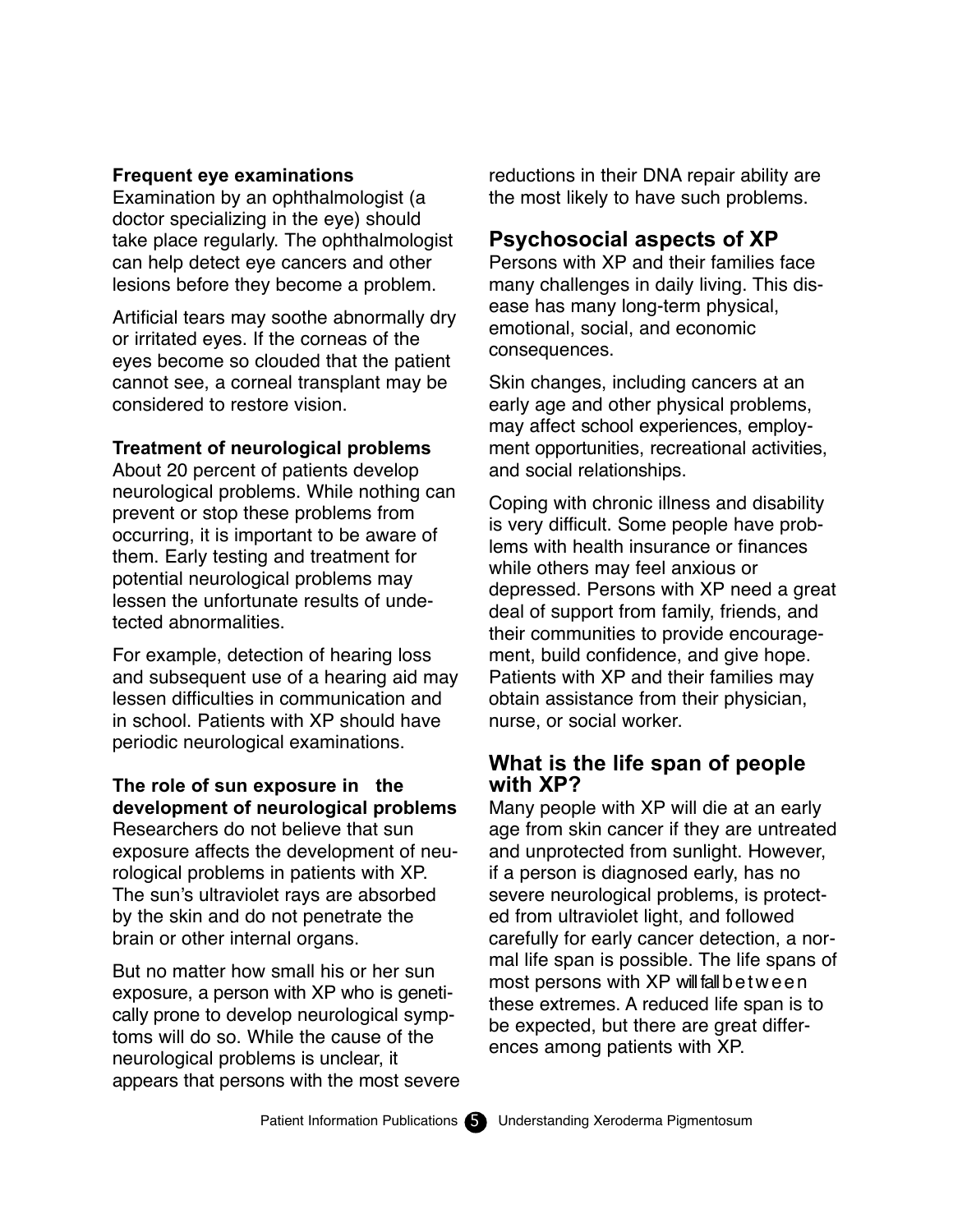### Frequent eye examinations

Examination by an ophthalmologist (a doctor specializing in the eye) should take place regularly. The ophthalmologist can help detect eye cancers and other lesions before they become a problem.

Artificial tears may soothe abnormally dry or irritated eyes. If the corneas of the eyes become so clouded that the patient cannot see, a corneal transplant may be considered to restore vision.

### Treatment of neurological problems

About 20 percent of patients develop neurological problems. While nothing can prevent or stop these problems from occurring, it is important to be aware of them. Early testing and treatment for potential neurological problems may lessen the unfortunate results of undetected abnormalities.

For example, detection of hearing loss and subsequent use of a hearing aid may lessen difficulties in communication and in school. Patients with XP should have periodic neurological examinations.

### The role of sun exposure in the development of neurological problems

Researchers do not believe that sun exposure affects the development of neurological problems in patients with XP. The sun's ultraviolet rays are absorbed by the skin and do not penetrate the brain or other internal organs.

But no matter how small his or her sun exposure, a person with XP who is genetically prone to develop neurological symptoms will do so. While the cause of the neurological problems is unclear, it appears that persons with the most severe reductions in their DNA repair ability are the most likely to have such problems.

## Psychosocial aspects of XP

Persons with XP and their families face many challenges in daily living. This disease has many long-term physical, emotional, social, and economic consequences.

Skin changes, including cancers at an early age and other physical problems, may affect school experiences, employment opportunities, recreational activities, and social relationships.

Coping with chronic illness and disability is very difficult. Some people have problems with health insurance or finances while others may feel anxious or depressed. Persons with XP need a great deal of support from family, friends, and their communities to provide encouragement, build confidence, and give hope. Patients with XP and their families may obtain assistance from their physician, nurse, or social worker.

## What is the life span of people with XP?

Many people with XP will die at an early age from skin cancer if they are untreated and unprotected from sunlight. However, if a person is diagnosed early, has no severe neurological problems, is protected from ultraviolet light, and followed carefully for early cancer detection, a normal life span is possible. The life spans of most persons with XP will fall between these extremes. A reduced life span is to be expected, but there are great differences among patients with XP.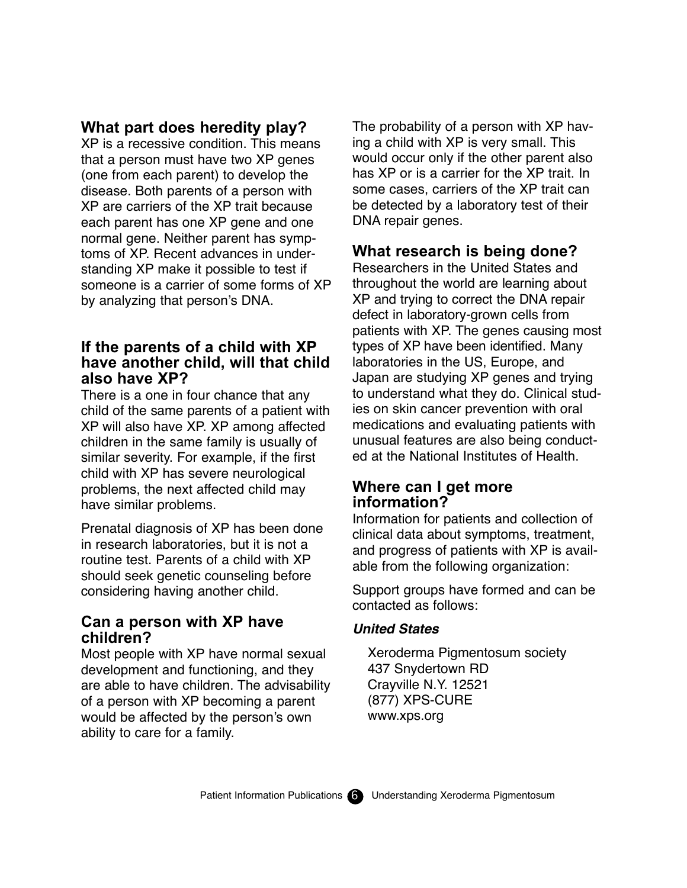## What part does heredity play?

XP is a recessive condition. This means that a person must have two XP genes (one from each parent) to develop the disease. Both parents of a person with XP are carriers of the XP trait because each parent has one XP gene and one normal gene. Neither parent has symptoms of XP. Recent advances in understanding XP make it possible to test if someone is a carrier of some forms of XP by analyzing that person's DNA.

## If the parents of a child with XP have another child, will that child also have XP?

There is a one in four chance that any child of the same parents of a patient with XP will also have XP. XP among affected children in the same family is usually of similar severity. For example, if the first child with XP has severe neurological problems, the next affected child may have similar problems.

Prenatal diagnosis of XP has been done in research laboratories, but it is not a routine test. Parents of a child with XP should seek genetic counseling before considering having another child.

## Can a person with XP have children?

Most people with XP have normal sexual development and functioning, and they are able to have children. The advisability of a person with XP becoming a parent would be affected by the person's own ability to care for a family.

The probability of a person with XP having a child with XP is very small. This would occur only if the other parent also has XP or is a carrier for the XP trait. In some cases, carriers of the XP trait can be detected by a laboratory test of their DNA repair genes.

## What research is being done?

Researchers in the United States and throughout the world are learning about XP and trying to correct the DNA repair defect in laboratory-grown cells from patients with XP. The genes causing most types of XP have been identified. Many laboratories in the US, Europe, and Japan are studying XP genes and trying to understand what they do. Clinical studies on skin cancer prevention with oral medications and evaluating patients with unusual features are also being conducted at the National Institutes of Health.

## Where can I get more information?

Information for patients and collection of clinical data about symptoms, treatment, and progress of patients with XP is available from the following organization:

Support groups have formed and can be contacted as follows:

***United States***

Xeroderma Pigmentosum society
437 Snydertown RD
Crayville N.Y. 12521
(877) XPS-CURE
www.xps.org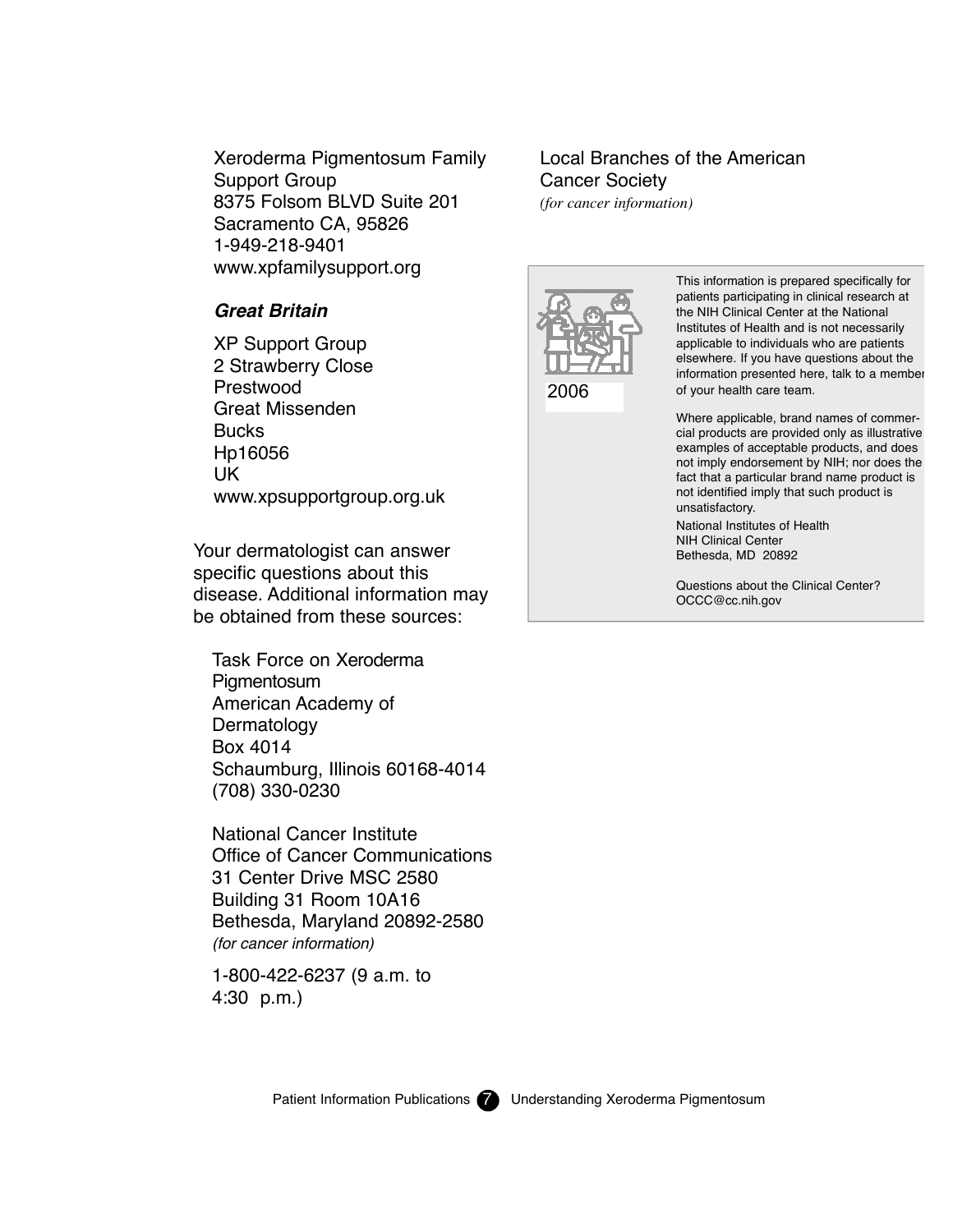Xeroderma Pigmentosum Family Support Group
8375 Folsom BLVD Suite 201
Sacramento CA, 95826
1-949-218-9401
www.xpfamilysupport.org

***Great Britain***

XP Support Group
2 Strawberry Close
Prestwood
Great Missenden
Bucks
Hp16056
UK
www.xpsupportgroup.org.uk

Your dermatologist can answer specific questions about this disease. Additional information may be obtained from these sources:

Task Force on Xeroderma Pigmentosum
American Academy of Dermatology
Box 4014
Schaumburg, Illinois 60168-4014
(708) 330-0230

National Cancer Institute
Office of Cancer Communications
31 Center Drive MSC 2580
Building 31 Room 10A16
Bethesda, Maryland 20892-2580
*(for cancer information)*

1-800-422-6237 (9 a.m. to 4:30 p.m.)

Local Branches of the American Cancer Society
*(for cancer information)*

2006

This information is prepared specifically for patients participating in clinical research at the NIH Clinical Center at the National Institutes of Health and is not necessarily applicable to individuals who are patients elsewhere. If you have questions about the information presented here, talk to a member of your health care team.

Where applicable, brand names of commercial products are provided only as illustrative examples of acceptable products, and does not imply endorsement by NIH; nor does the fact that a particular brand name product is not identified imply that such product is unsatisfactory.

National Institutes of Health
NIH Clinical Center
Bethesda, MD 20892

Questions about the Clinical Center?
OCCC@cc.nih.gov